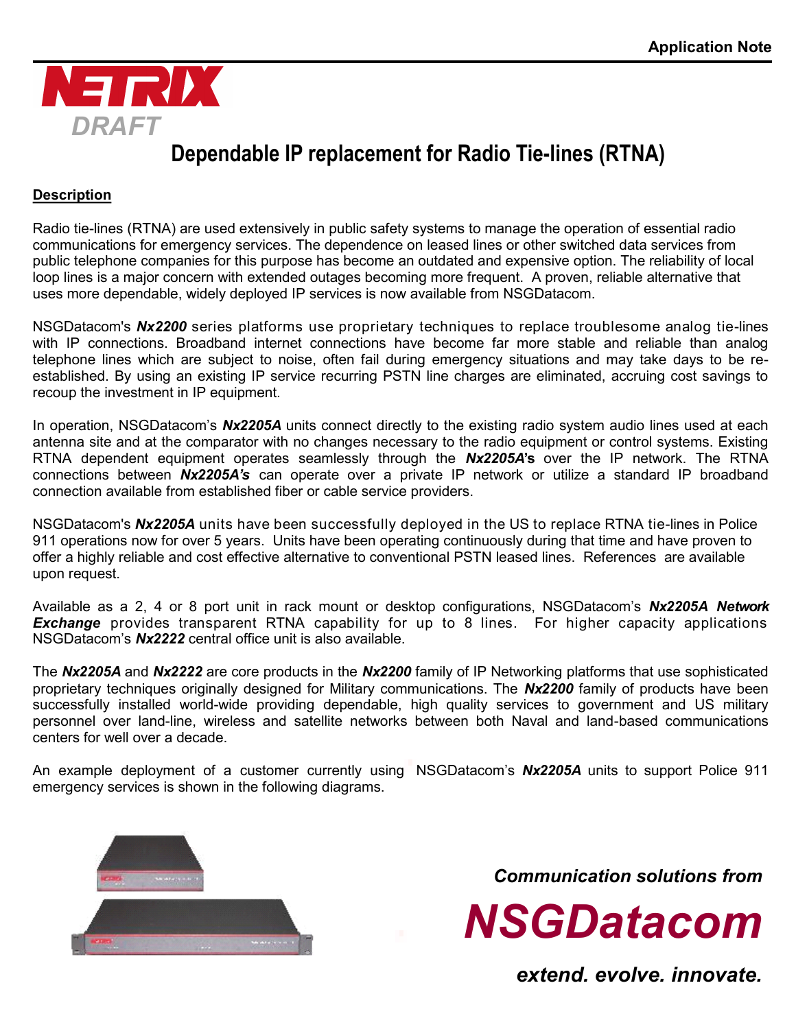Application Note

NETRIX

DRAFT

# Dependable IP replacement for Radio Tie-lines (RTNA)

## Description

Radio tie-lines (RTNA) are used extensively in public safety systems to manage the operation of essential radio communications for emergency services. The dependence on leased lines or other switched data services from public telephone companies for this purpose has become an outdated and expensive option. The reliability of local loop lines is a major concern with extended outages becoming more frequent. A proven, reliable alternative that uses more dependable, widely deployed IP services is now available from NSGDatacom.

NSGDatacom's ***Nx2200*** series platforms use proprietary techniques to replace troublesome analog tie-lines with IP connections. Broadband internet connections have become far more stable and reliable than analog telephone lines which are subject to noise, often fail during emergency situations and may take days to be re-established. By using an existing IP service recurring PSTN line charges are eliminated, accruing cost savings to recoup the investment in IP equipment.

In operation, NSGDatacom's ***Nx2205A*** units connect directly to the existing radio system audio lines used at each antenna site and at the comparator with no changes necessary to the radio equipment or control systems. Existing RTNA dependent equipment operates seamlessly through the ***Nx2205A*'s** over the IP network. The RTNA connections between ***Nx2205A's*** can operate over a private IP network or utilize a standard IP broadband connection available from established fiber or cable service providers.

NSGDatacom's ***Nx2205A*** units have been successfully deployed in the US to replace RTNA tie-lines in Police 911 operations now for over 5 years. Units have been operating continuously during that time and have proven to offer a highly reliable and cost effective alternative to conventional PSTN leased lines. References are available upon request.

Available as a 2, 4 or 8 port unit in rack mount or desktop configurations, NSGDatacom's ***Nx2205A Network Exchange*** provides transparent RTNA capability for up to 8 lines. For higher capacity applications NSGDatacom's ***Nx2222*** central office unit is also available.

The ***Nx2205A*** and ***Nx2222*** are core products in the ***Nx2200*** family of IP Networking platforms that use sophisticated proprietary techniques originally designed for Military communications. The ***Nx2200*** family of products have been successfully installed world-wide providing dependable, high quality services to government and US military personnel over land-line, wireless and satellite networks between both Naval and land-based communications centers for well over a decade.

An example deployment of a customer currently using NSGDatacom's ***Nx2205A*** units to support Police 911 emergency services is shown in the following diagrams.

***Communication solutions from***

***NSGDatacom***

***extend. evolve. innovate.***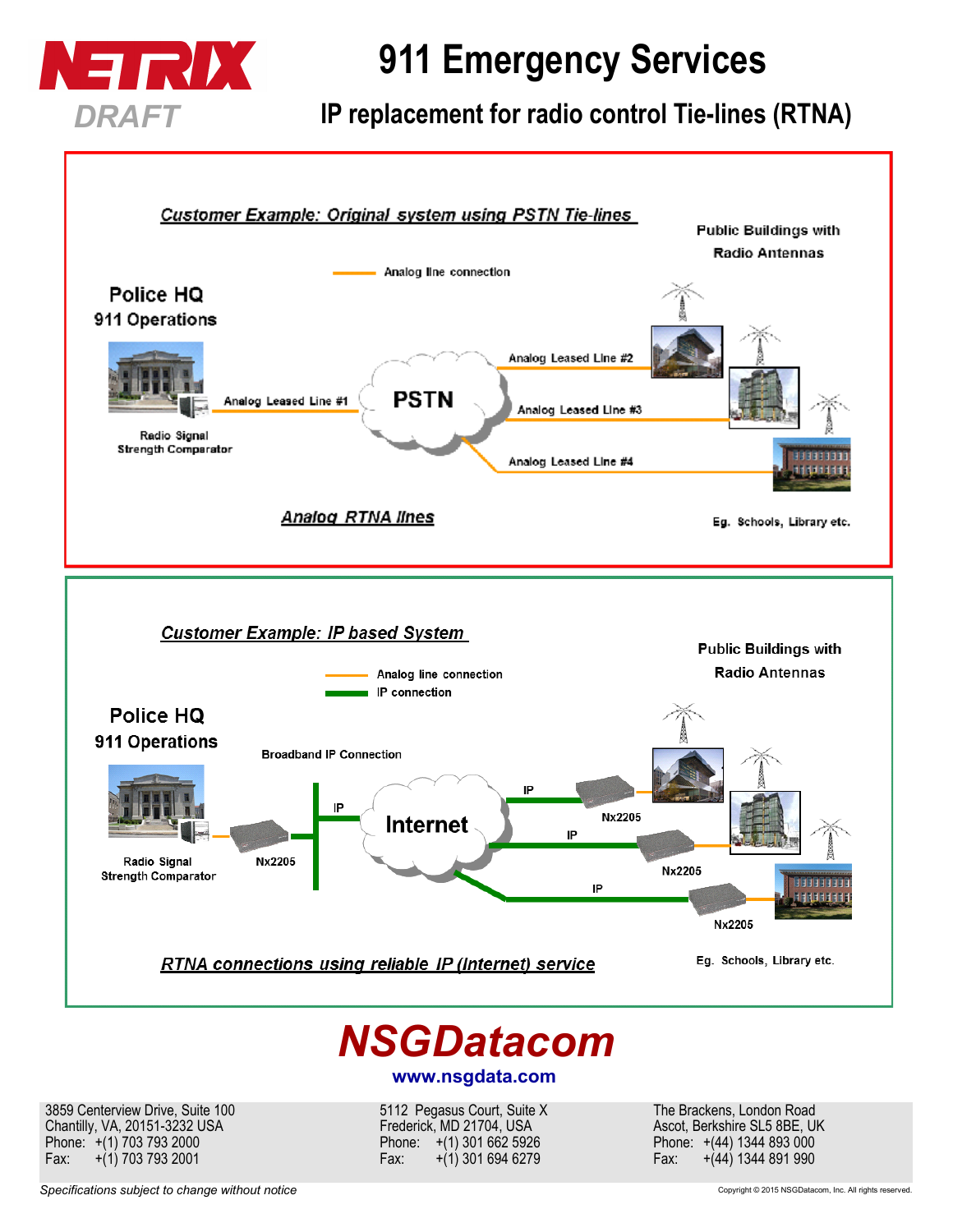# 911 Emergency Services

## IP replacement for radio control Tie-lines (RTNA)

NETRIX

DRAFT

### *Customer Example: Original system using PSTN Tie-lines*

Analog line connection

Police HQ
911 Operations

Radio Signal Strength Comparator

Analog Leased Line #1

PSTN

Analog Leased Line #2

Analog Leased Line #3

Analog Leased Line #4

Public Buildings with Radio Antennas

*Analog RTNA lines*

Eg. Schools, Library etc.

### *Customer Example: IP based System*

Analog line connection

IP connection

Police HQ
911 Operations

Broadband IP Connection

Radio Signal Strength Comparator

Nx2205

IP

Internet

IP

IP

IP

Nx2205

Nx2205

Nx2205

Public Buildings with Radio Antennas

*RTNA connections using reliable IP (Internet) service*

Eg. Schools, Library etc.

**NSGDatacom**

**www.nsgdata.com**

3859 Centerview Drive, Suite 100
Chantilly, VA, 20151-3232 USA
Phone: +(1) 703 793 2000
Fax: +(1) 703 793 2001

5112 Pegasus Court, Suite X
Frederick, MD 21704, USA
Phone: +(1) 301 662 5926
Fax: +(1) 301 694 6279

The Brackens, London Road
Ascot, Berkshire SL5 8BE, UK
Phone: +(44) 1344 893 000
Fax: +(44) 1344 891 990

*Specifications subject to change without notice*

Copyright © 2015 NSGDatacom, Inc. All rights reserved.